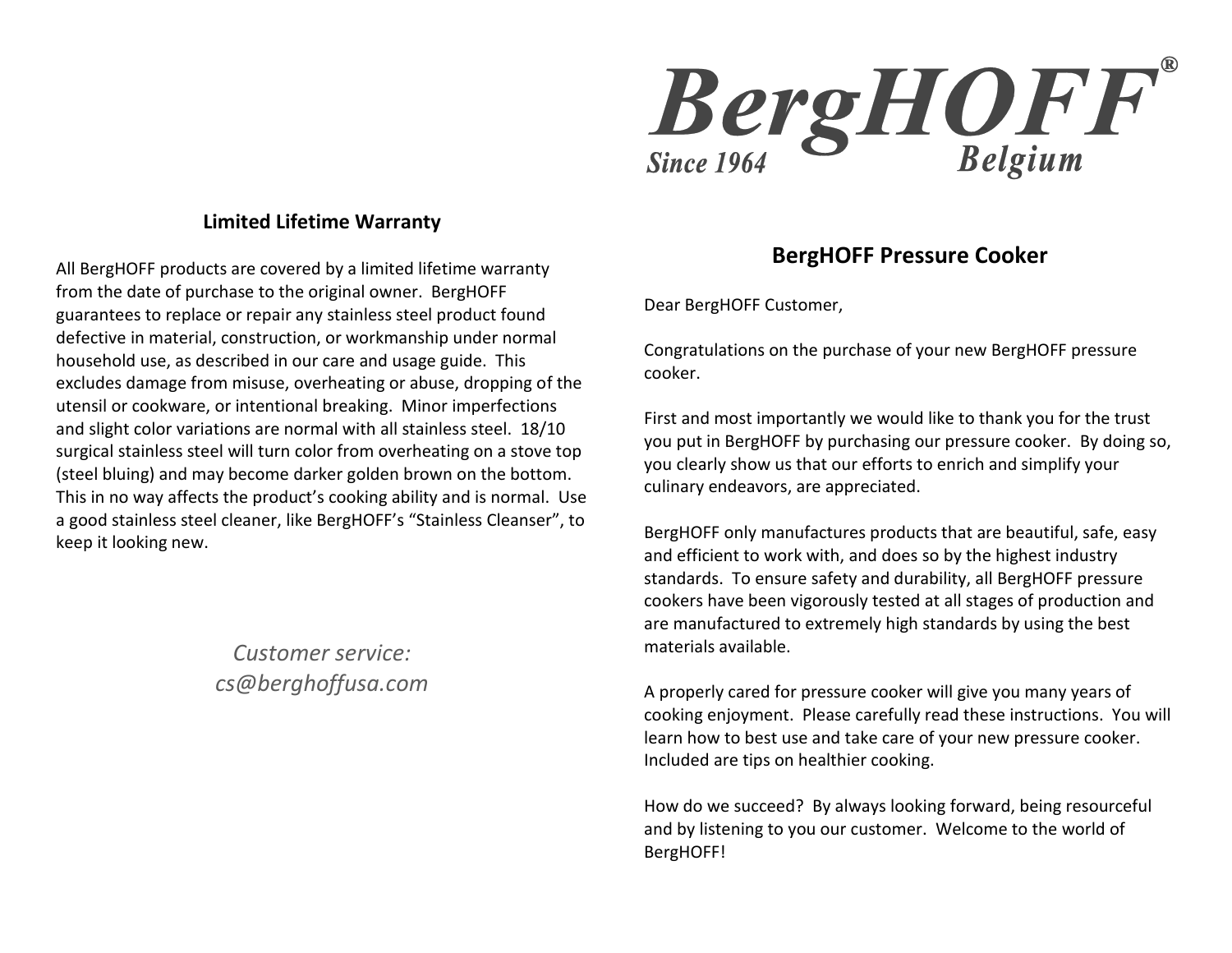# BergHOFF®

Since 1964 Belgium

## Limited Lifetime Warranty

All BergHOFF products are covered by a limited lifetime warranty from the date of purchase to the original owner. BergHOFF guarantees to replace or repair any stainless steel product found defective in material, construction, or workmanship under normal household use, as described in our care and usage guide. This excludes damage from misuse, overheating or abuse, dropping of the utensil or cookware, or intentional breaking. Minor imperfections and slight color variations are normal with all stainless steel. 18/10 surgical stainless steel will turn color from overheating on a stove top (steel bluing) and may become darker golden brown on the bottom. This in no way affects the product's cooking ability and is normal. Use a good stainless steel cleaner, like BergHOFF's "Stainless Cleanser", to keep it looking new.

*Customer service:*
*cs@berghoffusa.com*

## BergHOFF Pressure Cooker

Dear BergHOFF Customer,

Congratulations on the purchase of your new BergHOFF pressure cooker.

First and most importantly we would like to thank you for the trust you put in BergHOFF by purchasing our pressure cooker. By doing so, you clearly show us that our efforts to enrich and simplify your culinary endeavors, are appreciated.

BergHOFF only manufactures products that are beautiful, safe, easy and efficient to work with, and does so by the highest industry standards. To ensure safety and durability, all BergHOFF pressure cookers have been vigorously tested at all stages of production and are manufactured to extremely high standards by using the best materials available.

A properly cared for pressure cooker will give you many years of cooking enjoyment. Please carefully read these instructions. You will learn how to best use and take care of your new pressure cooker. Included are tips on healthier cooking.

How do we succeed? By always looking forward, being resourceful and by listening to you our customer. Welcome to the world of BergHOFF!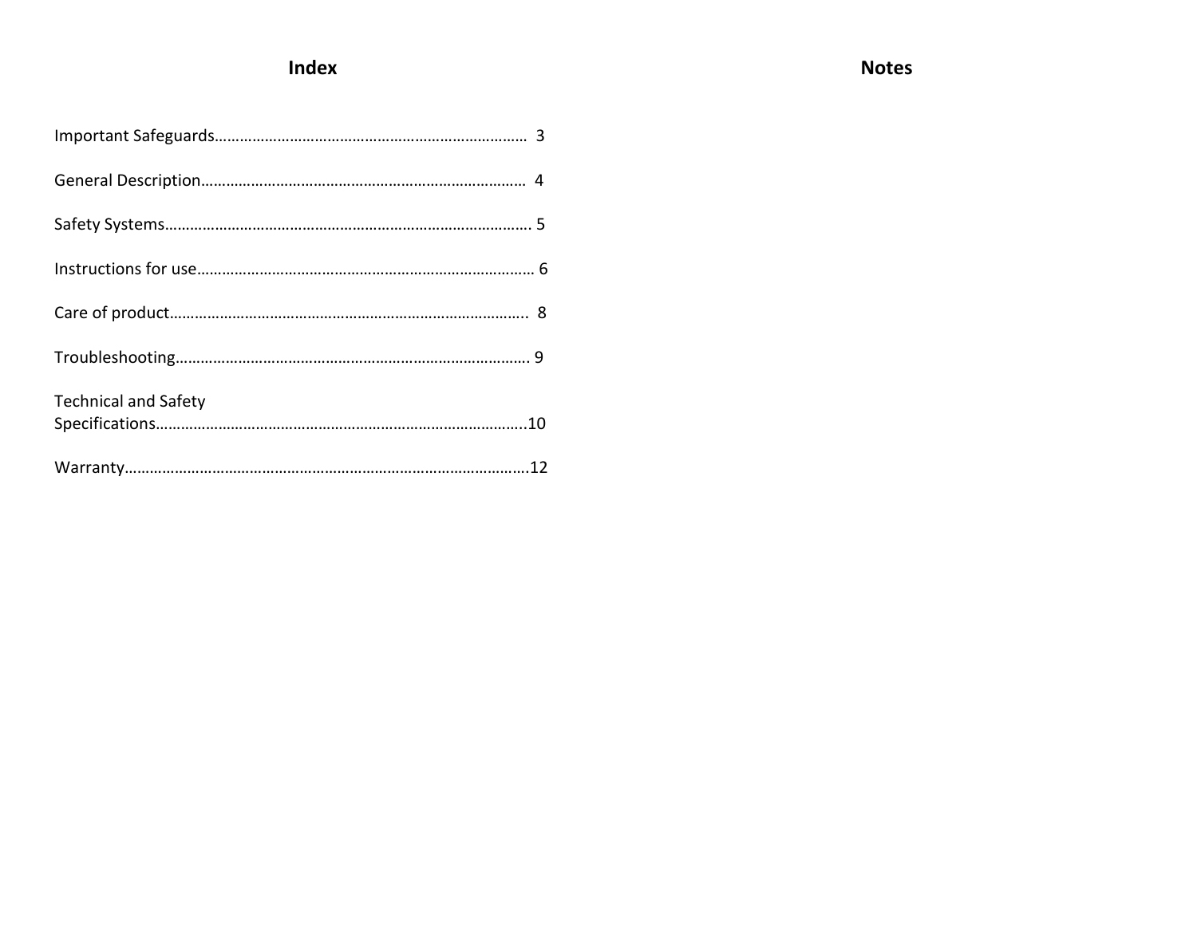## Index

Important Safeguards…………………………………………………………………… 3

General Description…………………………………………………………………… 4

Safety Systems…………………………………………………………………………… 5

Instructions for use…………………………………………………………………… 6

Care of product………………………………………………………………………… 8

Troubleshooting………………………………………………………………………… 9

Technical and Safety Specifications…………………………………………………10

Warranty……………………………………………………………………………………12

## Notes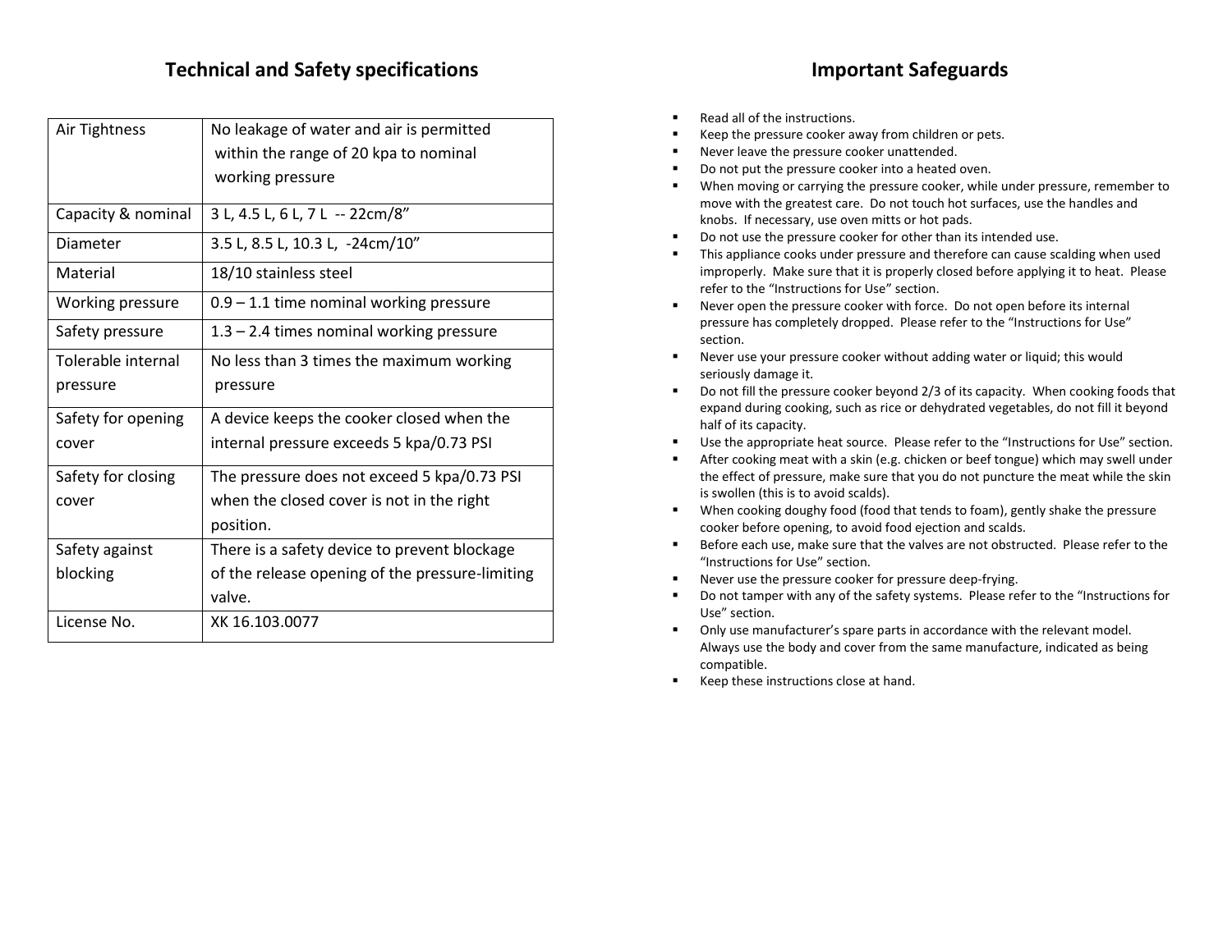## Technical and Safety specifications

| Air Tightness | No leakage of water and air is permitted within the range of 20 kpa to nominal working pressure |
|---|---|
| Capacity & nominal | 3 L, 4.5 L, 6 L, 7 L -- 22cm/8” |
| Diameter | 3.5 L, 8.5 L, 10.3 L, -24cm/10” |
| Material | 18/10 stainless steel |
| Working pressure | 0.9 – 1.1 time nominal working pressure |
| Safety pressure | 1.3 – 2.4 times nominal working pressure |
| Tolerable internal pressure | No less than 3 times the maximum working pressure |
| Safety for opening cover | A device keeps the cooker closed when the internal pressure exceeds 5 kpa/0.73 PSI |
| Safety for closing cover | The pressure does not exceed 5 kpa/0.73 PSI when the closed cover is not in the right position. |
| Safety against blocking | There is a safety device to prevent blockage of the release opening of the pressure-limiting valve. |
| License No. | XK 16.103.0077 |

## Important Safeguards

- Read all of the instructions.
- Keep the pressure cooker away from children or pets.
- Never leave the pressure cooker unattended.
- Do not put the pressure cooker into a heated oven.
- When moving or carrying the pressure cooker, while under pressure, remember to move with the greatest care. Do not touch hot surfaces, use the handles and knobs. If necessary, use oven mitts or hot pads.
- Do not use the pressure cooker for other than its intended use.
- This appliance cooks under pressure and therefore can cause scalding when used improperly. Make sure that it is properly closed before applying it to heat. Please refer to the “Instructions for Use” section.
- Never open the pressure cooker with force. Do not open before its internal pressure has completely dropped. Please refer to the “Instructions for Use” section.
- Never use your pressure cooker without adding water or liquid; this would seriously damage it.
- Do not fill the pressure cooker beyond 2/3 of its capacity. When cooking foods that expand during cooking, such as rice or dehydrated vegetables, do not fill it beyond half of its capacity.
- Use the appropriate heat source. Please refer to the “Instructions for Use” section.
- After cooking meat with a skin (e.g. chicken or beef tongue) which may swell under the effect of pressure, make sure that you do not puncture the meat while the skin is swollen (this is to avoid scalds).
- When cooking doughy food (food that tends to foam), gently shake the pressure cooker before opening, to avoid food ejection and scalds.
- Before each use, make sure that the valves are not obstructed. Please refer to the “Instructions for Use” section.
- Never use the pressure cooker for pressure deep-frying.
- Do not tamper with any of the safety systems. Please refer to the “Instructions for Use” section.
- Only use manufacturer’s spare parts in accordance with the relevant model. Always use the body and cover from the same manufacture, indicated as being compatible.
- Keep these instructions close at hand.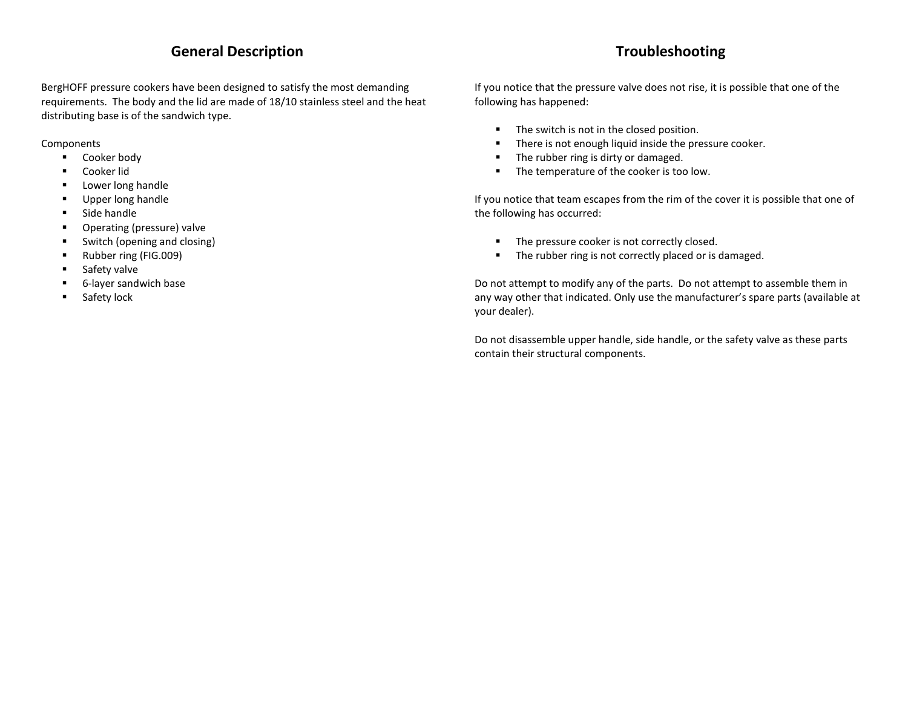## General Description

BergHOFF pressure cookers have been designed to satisfy the most demanding requirements. The body and the lid are made of 18/10 stainless steel and the heat distributing base is of the sandwich type.

Components

- Cooker body
- Cooker lid
- Lower long handle
- Upper long handle
- Side handle
- Operating (pressure) valve
- Switch (opening and closing)
- Rubber ring (FIG.009)
- Safety valve
- 6-layer sandwich base
- Safety lock

## Troubleshooting

If you notice that the pressure valve does not rise, it is possible that one of the following has happened:

- The switch is not in the closed position.
- There is not enough liquid inside the pressure cooker.
- The rubber ring is dirty or damaged.
- The temperature of the cooker is too low.

If you notice that team escapes from the rim of the cover it is possible that one of the following has occurred:

- The pressure cooker is not correctly closed.
- The rubber ring is not correctly placed or is damaged.

Do not attempt to modify any of the parts. Do not attempt to assemble them in any way other that indicated. Only use the manufacturer's spare parts (available at your dealer).

Do not disassemble upper handle, side handle, or the safety valve as these parts contain their structural components.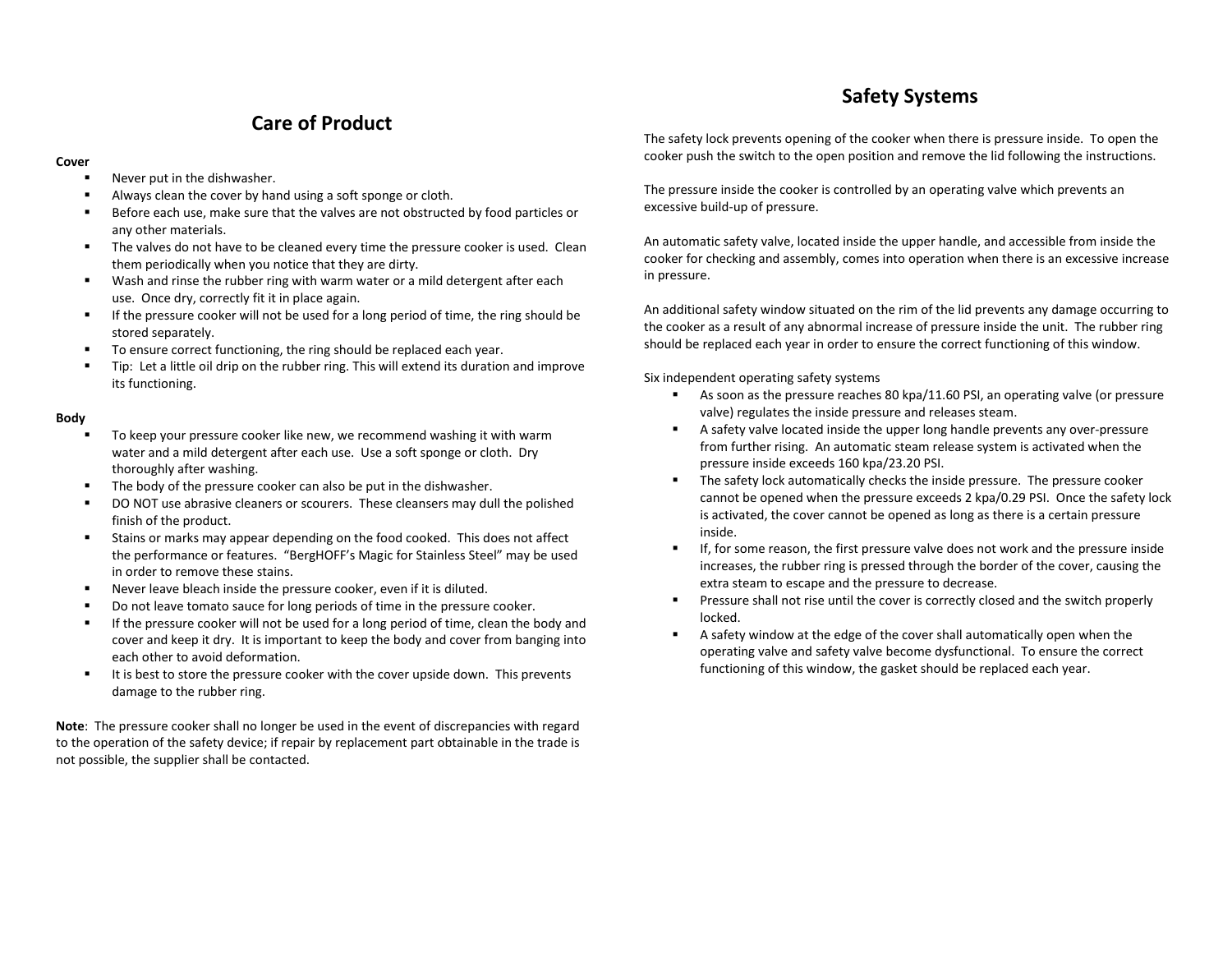## Care of Product

**Cover**

- Never put in the dishwasher.
- Always clean the cover by hand using a soft sponge or cloth.
- Before each use, make sure that the valves are not obstructed by food particles or any other materials.
- The valves do not have to be cleaned every time the pressure cooker is used. Clean them periodically when you notice that they are dirty.
- Wash and rinse the rubber ring with warm water or a mild detergent after each use. Once dry, correctly fit it in place again.
- If the pressure cooker will not be used for a long period of time, the ring should be stored separately.
- To ensure correct functioning, the ring should be replaced each year.
- Tip: Let a little oil drip on the rubber ring. This will extend its duration and improve its functioning.

**Body**

- To keep your pressure cooker like new, we recommend washing it with warm water and a mild detergent after each use. Use a soft sponge or cloth. Dry thoroughly after washing.
- The body of the pressure cooker can also be put in the dishwasher.
- DO NOT use abrasive cleaners or scourers. These cleansers may dull the polished finish of the product.
- Stains or marks may appear depending on the food cooked. This does not affect the performance or features. "BergHOFF's Magic for Stainless Steel" may be used in order to remove these stains.
- Never leave bleach inside the pressure cooker, even if it is diluted.
- Do not leave tomato sauce for long periods of time in the pressure cooker.
- If the pressure cooker will not be used for a long period of time, clean the body and cover and keep it dry. It is important to keep the body and cover from banging into each other to avoid deformation.
- It is best to store the pressure cooker with the cover upside down. This prevents damage to the rubber ring.

**Note**: The pressure cooker shall no longer be used in the event of discrepancies with regard to the operation of the safety device; if repair by replacement part obtainable in the trade is not possible, the supplier shall be contacted.

## Safety Systems

The safety lock prevents opening of the cooker when there is pressure inside. To open the cooker push the switch to the open position and remove the lid following the instructions.

The pressure inside the cooker is controlled by an operating valve which prevents an excessive build-up of pressure.

An automatic safety valve, located inside the upper handle, and accessible from inside the cooker for checking and assembly, comes into operation when there is an excessive increase in pressure.

An additional safety window situated on the rim of the lid prevents any damage occurring to the cooker as a result of any abnormal increase of pressure inside the unit. The rubber ring should be replaced each year in order to ensure the correct functioning of this window.

Six independent operating safety systems

- As soon as the pressure reaches 80 kpa/11.60 PSI, an operating valve (or pressure valve) regulates the inside pressure and releases steam.
- A safety valve located inside the upper long handle prevents any over-pressure from further rising. An automatic steam release system is activated when the pressure inside exceeds 160 kpa/23.20 PSI.
- The safety lock automatically checks the inside pressure. The pressure cooker cannot be opened when the pressure exceeds 2 kpa/0.29 PSI. Once the safety lock is activated, the cover cannot be opened as long as there is a certain pressure inside.
- If, for some reason, the first pressure valve does not work and the pressure inside increases, the rubber ring is pressed through the border of the cover, causing the extra steam to escape and the pressure to decrease.
- Pressure shall not rise until the cover is correctly closed and the switch properly locked.
- A safety window at the edge of the cover shall automatically open when the operating valve and safety valve become dysfunctional. To ensure the correct functioning of this window, the gasket should be replaced each year.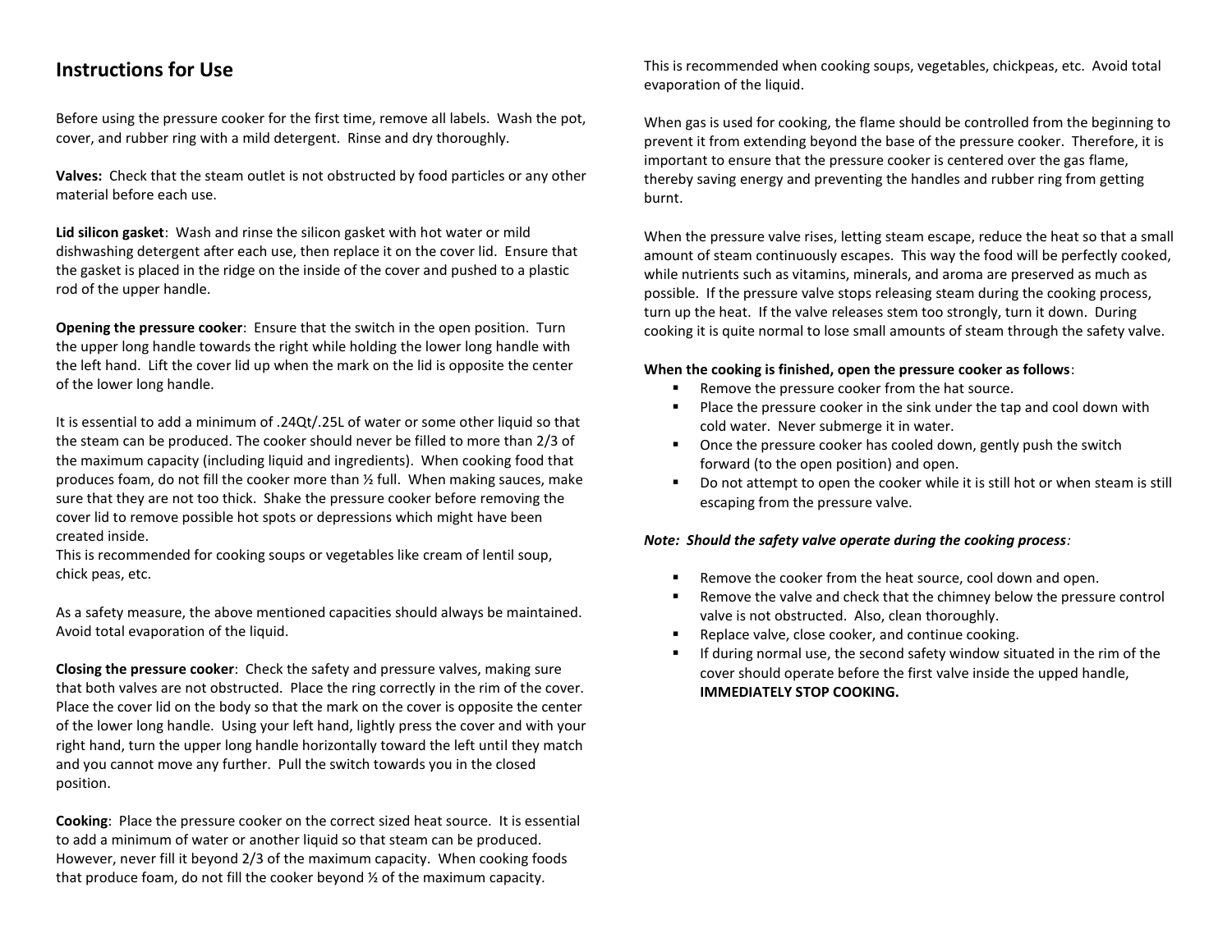## Instructions for Use

Before using the pressure cooker for the first time, remove all labels. Wash the pot, cover, and rubber ring with a mild detergent. Rinse and dry thoroughly.

**Valves:** Check that the steam outlet is not obstructed by food particles or any other material before each use.

**Lid silicon gasket**: Wash and rinse the silicon gasket with hot water or mild dishwashing detergent after each use, then replace it on the cover lid. Ensure that the gasket is placed in the ridge on the inside of the cover and pushed to a plastic rod of the upper handle.

**Opening the pressure cooker**: Ensure that the switch in the open position. Turn the upper long handle towards the right while holding the lower long handle with the left hand. Lift the cover lid up when the mark on the lid is opposite the center of the lower long handle.

It is essential to add a minimum of .24Qt/.25L of water or some other liquid so that the steam can be produced. The cooker should never be filled to more than 2/3 of the maximum capacity (including liquid and ingredients). When cooking food that produces foam, do not fill the cooker more than ½ full. When making sauces, make sure that they are not too thick. Shake the pressure cooker before removing the cover lid to remove possible hot spots or depressions which might have been created inside.
This is recommended for cooking soups or vegetables like cream of lentil soup, chick peas, etc.

As a safety measure, the above mentioned capacities should always be maintained. Avoid total evaporation of the liquid.

**Closing the pressure cooker**: Check the safety and pressure valves, making sure that both valves are not obstructed. Place the ring correctly in the rim of the cover. Place the cover lid on the body so that the mark on the cover is opposite the center of the lower long handle. Using your left hand, lightly press the cover and with your right hand, turn the upper long handle horizontally toward the left until they match and you cannot move any further. Pull the switch towards you in the closed position.

**Cooking**: Place the pressure cooker on the correct sized heat source. It is essential to add a minimum of water or another liquid so that steam can be produced. However, never fill it beyond 2/3 of the maximum capacity. When cooking foods that produce foam, do not fill the cooker beyond ½ of the maximum capacity.

This is recommended when cooking soups, vegetables, chickpeas, etc. Avoid total evaporation of the liquid.

When gas is used for cooking, the flame should be controlled from the beginning to prevent it from extending beyond the base of the pressure cooker. Therefore, it is important to ensure that the pressure cooker is centered over the gas flame, thereby saving energy and preventing the handles and rubber ring from getting burnt.

When the pressure valve rises, letting steam escape, reduce the heat so that a small amount of steam continuously escapes. This way the food will be perfectly cooked, while nutrients such as vitamins, minerals, and aroma are preserved as much as possible. If the pressure valve stops releasing steam during the cooking process, turn up the heat. If the valve releases stem too strongly, turn it down. During cooking it is quite normal to lose small amounts of steam through the safety valve.

**When the cooking is finished, open the pressure cooker as follows**:

- Remove the pressure cooker from the hat source.
- Place the pressure cooker in the sink under the tap and cool down with cold water. Never submerge it in water.
- Once the pressure cooker has cooled down, gently push the switch forward (to the open position) and open.
- Do not attempt to open the cooker while it is still hot or when steam is still escaping from the pressure valve.

***Note: Should the safety valve operate during the cooking process****:*

- Remove the cooker from the heat source, cool down and open.
- Remove the valve and check that the chimney below the pressure control valve is not obstructed. Also, clean thoroughly.
- Replace valve, close cooker, and continue cooking.
- If during normal use, the second safety window situated in the rim of the cover should operate before the first valve inside the upped handle, **IMMEDIATELY STOP COOKING.**